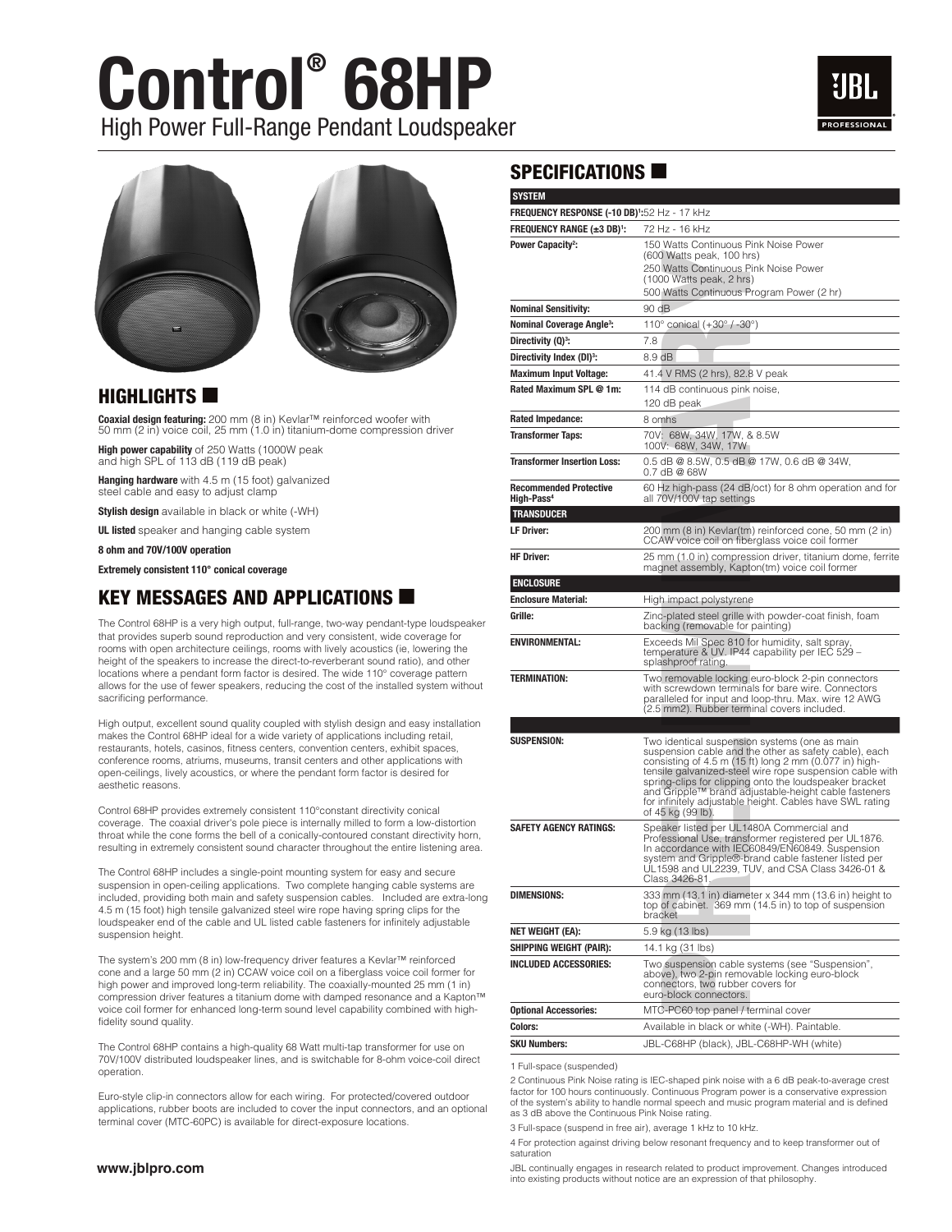# Control® 68HP

## High Power Full-Range Pendant Loudspeaker

## HIGHLIGHTS

**Coaxial design featuring:** 200 mm (8 in) Kevlar™ reinforced woofer with 50 mm (2 in) voice coil, 25 mm (1.0 in) titanium-dome compression driver

**High power capability** of 250 Watts (1000W peak and high SPL of 113 dB (119 dB peak)

**Hanging hardware** with 4.5 m (15 foot) galvanized steel cable and easy to adjust clamp

**Stylish design** available in black or white (-WH)

**UL listed** speaker and hanging cable system

**8 ohm and 70V/100V operation**

**Extremely consistent 110° conical coverage**

## KEY MESSAGES AND APPLICATIONS

The Control 68HP is a very high output, full-range, two-way pendant-type loudspeaker that provides superb sound reproduction and very consistent, wide coverage for rooms with open architecture ceilings, rooms with lively acoustics (ie, lowering the height of the speakers to increase the direct-to-reverberant sound ratio), and other locations where a pendant form factor is desired. The wide 110° coverage pattern allows for the use of fewer speakers, reducing the cost of the installed system without sacrificing performance.

High output, excellent sound quality coupled with stylish design and easy installation makes the Control 68HP ideal for a wide variety of applications including retail, restaurants, hotels, casinos, fitness centers, convention centers, exhibit spaces, conference rooms, atriums, museums, transit centers and other applications with open-ceilings, lively acoustics, or where the pendant form factor is desired for aesthetic reasons.

Control 68HP provides extremely consistent 110°constant directivity conical coverage. The coaxial driver's pole piece is internally milled to form a low-distortion throat while the cone forms the bell of a conically-contoured constant directivity horn, resulting in extremely consistent sound character throughout the entire listening area.

The Control 68HP includes a single-point mounting system for easy and secure suspension in open-ceiling applications. Two complete hanging cable systems are included, providing both main and safety suspension cables. Included are extra-long 4.5 m (15 foot) high tensile galvanized steel wire rope having spring clips for the loudspeaker end of the cable and UL listed cable fasteners for infinitely adjustable suspension height.

The system's 200 mm (8 in) low-frequency driver features a Kevlar™ reinforced cone and a large 50 mm (2 in) CCAW voice coil on a fiberglass voice coil former for high power and improved long-term reliability. The coaxially-mounted 25 mm (1 in) compression driver features a titanium dome with damped resonance and a Kapton™ voice coil former for enhanced long-term sound level capability combined with high-fidelity sound quality.

The Control 68HP contains a high-quality 68 Watt multi-tap transformer for use on 70V/100V distributed loudspeaker lines, and is switchable for 8-ohm voice-coil direct operation.

Euro-style clip-in connectors allow for each wiring. For protected/covered outdoor applications, rubber boots are included to cover the input connectors, and an optional terminal cover (MTC-60PC) is available for direct-exposure locations.

**www.jblpro.com**

## SPECIFICATIONS

| SYSTEM | |
|---|---|
| **FREQUENCY RESPONSE (-10 DB)[1]:** | 52 Hz - 17 kHz |
| **FREQUENCY RANGE (±3 DB)[1]:** | 72 Hz - 16 kHz |
| **Power Capacity[2]:** | 150 Watts Continuous Pink Noise Power (600 Watts peak, 100 hrs)<br>250 Watts Continuous Pink Noise Power (1000 Watts peak, 2 hrs)<br>500 Watts Continuous Program Power (2 hr) |
| **Nominal Sensitivity:** | 90 dB |
| **Nominal Coverage Angle[3]:** | 110° conical (+30° / -30°) |
| **Directivity (Q)[3]:** | 7.8 |
| **Directivity Index (DI)[3]:** | 8.9 dB |
| **Maximum Input Voltage:** | 41.4 V RMS (2 hrs), 82.8 V peak |
| **Rated Maximum SPL @ 1m:** | 114 dB continuous pink noise, 120 dB peak |
| **Rated Impedance:** | 8 ohms |
| **Transformer Taps:** | 70V: 68W, 34W, 17W, & 8.5W<br>100V: 68W, 34W, 17W |
| **Transformer Insertion Loss:** | 0.5 dB @ 8.5W, 0.5 dB @ 17W, 0.6 dB @ 34W, 0.7 dB @ 68W |
| **Recommended Protective High-Pass[4]** | 60 Hz high-pass (24 dB/oct) for 8 ohm operation and for all 70V/100V tap settings |
| **TRANSDUCER** | |
| **LF Driver:** | 200 mm (8 in) Kevlar(tm) reinforced cone, 50 mm (2 in) CCAW voice coil on fiberglass voice coil former |
| **HF Driver:** | 25 mm (1.0 in) compression driver, titanium dome, ferrite magnet assembly, Kapton(tm) voice coil former |
| **ENCLOSURE** | |
| **Enclosure Material:** | High impact polystyrene |
| **Grille:** | Zinc-plated steel grille with powder-coat finish, foam backing (removable for painting) |
| **ENVIRONMENTAL:** | Exceeds Mil Spec 810 for humidity, salt spray, temperature & UV. IP44 capability per IEC 529 – splashproof rating. |
| **TERMINATION:** | Two removable locking euro-block 2-pin connectors with screwdown terminals for bare wire. Connectors paralleled for input and loop-thru. Max. wire 12 AWG (2.5 mm2). Rubber terminal covers included. |
| | |
| **SUSPENSION:** | Two identical suspension systems (one as main suspension cable and the other as safety cable), each consisting of 4.5 m (15 ft) long 2 mm (0.077 in) high-tensile galvanized-steel wire rope suspension cable with spring-clips for clipping onto the loudspeaker bracket and Gripple™ brand adjustable-height cable fasteners for infinitely adjustable height. Cables have SWL rating of 45 kg (99 lb). |
| **SAFETY AGENCY RATINGS:** | Speaker listed per UL1480A Commercial and Professional Use, transformer registered per UL1876. In accordance with IEC60849/EN60849. Suspension system and Gripple®-brand cable fastener listed per UL1598 and UL2239, TUV, and CSA Class 3426-01 & Class 3426-81. |
| **DIMENSIONS:** | 333 mm (13.1 in) diameter x 344 mm (13.6 in) height to top of cabinet. 369 mm (14.5 in) to top of suspension bracket |
| **NET WEIGHT (EA):** | 5.9 kg (13 lbs) |
| **SHIPPING WEIGHT (PAIR):** | 14.1 kg (31 lbs) |
| **INCLUDED ACCESSORIES:** | Two suspension cable systems (see "Suspension", above), two 2-pin removable locking euro-block connectors, two rubber covers for euro-block connectors. |
| **Optional Accessories:** | MTC-PC60 top panel / terminal cover |
| **Colors:** | Available in black or white (-WH). Paintable. |
| **SKU Numbers:** | JBL-C68HP (black), JBL-C68HP-WH (white) |

1 Full-space (suspended)

2 Continuous Pink Noise rating is IEC-shaped pink noise with a 6 dB peak-to-average crest factor for 100 hours continuously. Continuous Program power is a conservative expression of the system's ability to handle normal speech and music program material and is defined as 3 dB above the Continuous Pink Noise rating.

3 Full-space (suspend in free air), average 1 kHz to 10 kHz.

4 For protection against driving below resonant frequency and to keep transformer out of saturation

JBL continually engages in research related to product improvement. Changes introduced into existing products without notice are an expression of that philosophy.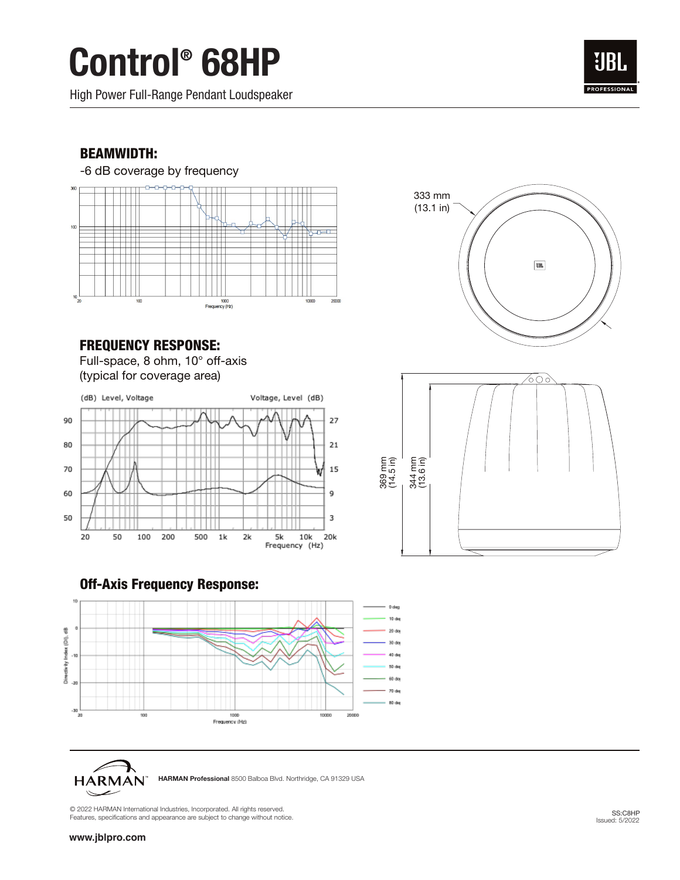# Control® 68HP

High Power Full-Range Pendant Loudspeaker

## BEAMWIDTH:

-6 dB coverage by frequency

360

100

10

20

100

1000

10000

20000

Frequency (Hz)

333 mm
(13.1 in)

## FREQUENCY RESPONSE:

Full-space, 8 ohm, 10° off-axis
(typical for coverage area)

(dB) Level, Voltage

Voltage, Level (dB)

90 80 70 60 50

27 21 15 9 3

20 50 100 200 500 1k 2k 5k 10k 20k

Frequency (Hz)

369 mm
(14.5 in)

344 mm
(13.6 in)

## Off-Axis Frequency Response:

Directivity Index (DI), dB

10 0 -10 -20 -30

20 100 1000 10000 20000

Frequency (Hz)

0 deg
10 deg
20 deg
30 deg
40 deg
50 deg
60 deg
70 deg
80 deg

**HARMAN Professional** 8500 Balboa Blvd. Northridge, CA 91329 USA

© 2022 HARMAN International Industries, Incorporated. All rights reserved.
Features, specifications and appearance are subject to change without notice.

SS:C8HP
Issued: 5/2022

**www.jblpro.com**